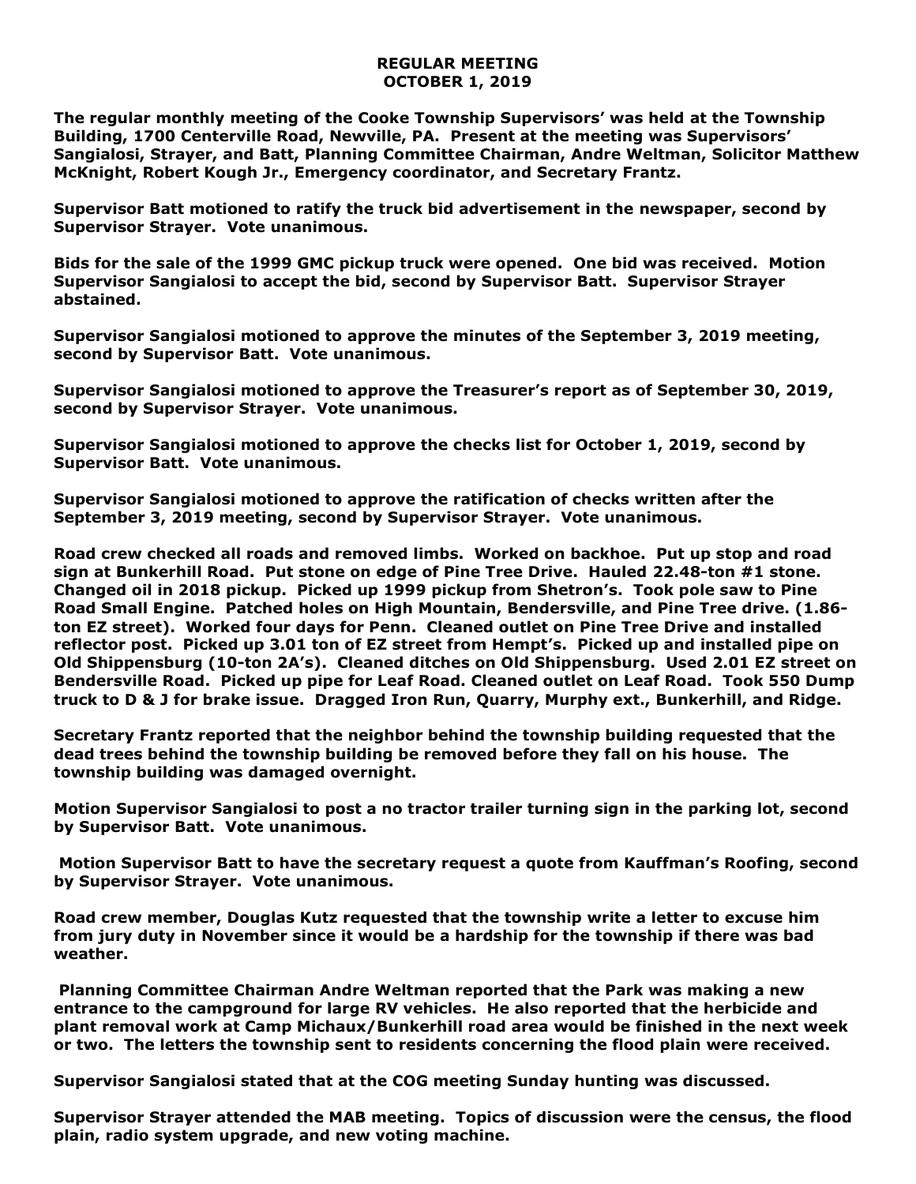# REGULAR MEETING
## OCTOBER 1, 2019

**The regular monthly meeting of the Cooke Township Supervisors' was held at the Township Building, 1700 Centerville Road, Newville, PA. Present at the meeting was Supervisors' Sangialosi, Strayer, and Batt, Planning Committee Chairman, Andre Weltman, Solicitor Matthew McKnight, Robert Kough Jr., Emergency coordinator, and Secretary Frantz.**

**Supervisor Batt motioned to ratify the truck bid advertisement in the newspaper, second by Supervisor Strayer. Vote unanimous.**

**Bids for the sale of the 1999 GMC pickup truck were opened. One bid was received. Motion Supervisor Sangialosi to accept the bid, second by Supervisor Batt. Supervisor Strayer abstained.**

**Supervisor Sangialosi motioned to approve the minutes of the September 3, 2019 meeting, second by Supervisor Batt. Vote unanimous.**

**Supervisor Sangialosi motioned to approve the Treasurer's report as of September 30, 2019, second by Supervisor Strayer. Vote unanimous.**

**Supervisor Sangialosi motioned to approve the checks list for October 1, 2019, second by Supervisor Batt. Vote unanimous.**

**Supervisor Sangialosi motioned to approve the ratification of checks written after the September 3, 2019 meeting, second by Supervisor Strayer. Vote unanimous.**

**Road crew checked all roads and removed limbs. Worked on backhoe. Put up stop and road sign at Bunkerhill Road. Put stone on edge of Pine Tree Drive. Hauled 22.48-ton #1 stone. Changed oil in 2018 pickup. Picked up 1999 pickup from Shetron's. Took pole saw to Pine Road Small Engine. Patched holes on High Mountain, Bendersville, and Pine Tree drive. (1.86-ton EZ street). Worked four days for Penn. Cleaned outlet on Pine Tree Drive and installed reflector post. Picked up 3.01 ton of EZ street from Hempt's. Picked up and installed pipe on Old Shippensburg (10-ton 2A's). Cleaned ditches on Old Shippensburg. Used 2.01 EZ street on Bendersville Road. Picked up pipe for Leaf Road. Cleaned outlet on Leaf Road. Took 550 Dump truck to D & J for brake issue. Dragged Iron Run, Quarry, Murphy ext., Bunkerhill, and Ridge.**

**Secretary Frantz reported that the neighbor behind the township building requested that the dead trees behind the township building be removed before they fall on his house. The township building was damaged overnight.**

**Motion Supervisor Sangialosi to post a no tractor trailer turning sign in the parking lot, second by Supervisor Batt. Vote unanimous.**

**Motion Supervisor Batt to have the secretary request a quote from Kauffman's Roofing, second by Supervisor Strayer. Vote unanimous.**

**Road crew member, Douglas Kutz requested that the township write a letter to excuse him from jury duty in November since it would be a hardship for the township if there was bad weather.**

**Planning Committee Chairman Andre Weltman reported that the Park was making a new entrance to the campground for large RV vehicles. He also reported that the herbicide and plant removal work at Camp Michaux/Bunkerhill road area would be finished in the next week or two. The letters the township sent to residents concerning the flood plain were received.**

**Supervisor Sangialosi stated that at the COG meeting Sunday hunting was discussed.**

**Supervisor Strayer attended the MAB meeting. Topics of discussion were the census, the flood plain, radio system upgrade, and new voting machine.**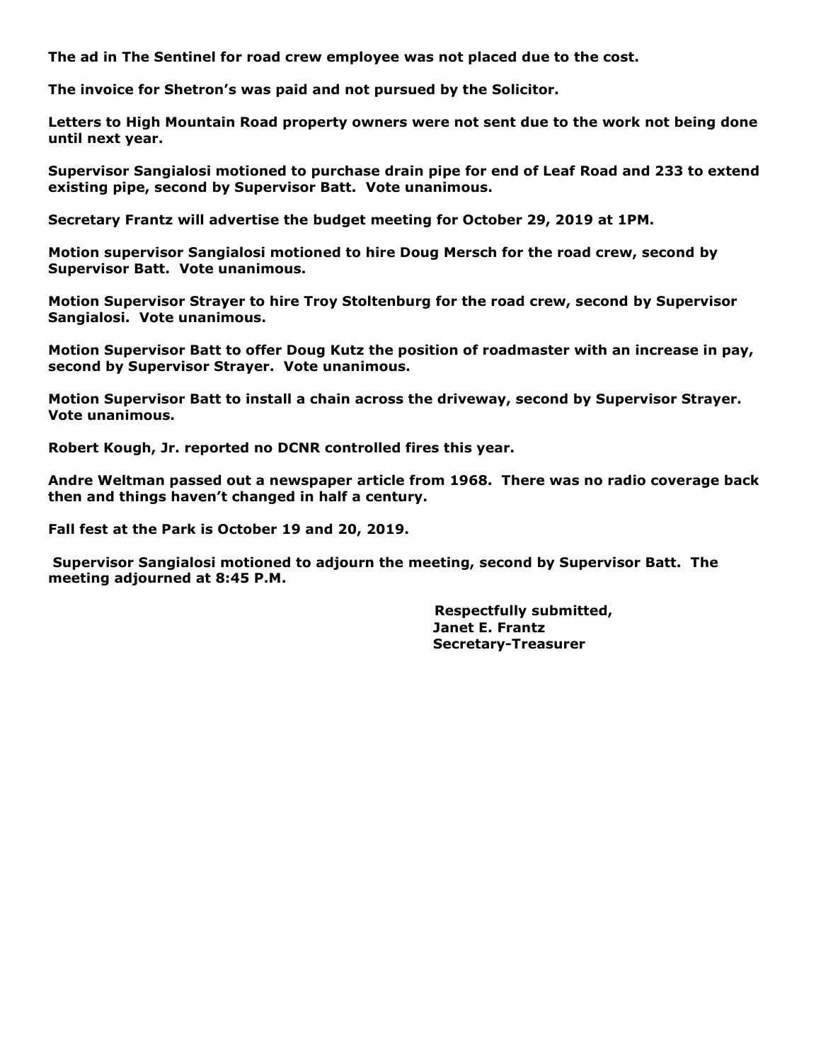**The ad in The Sentinel for road crew employee was not placed due to the cost.**

**The invoice for Shetron's was paid and not pursued by the Solicitor.**

**Letters to High Mountain Road property owners were not sent due to the work not being done until next year.**

**Supervisor Sangialosi motioned to purchase drain pipe for end of Leaf Road and 233 to extend existing pipe, second by Supervisor Batt. Vote unanimous.**

**Secretary Frantz will advertise the budget meeting for October 29, 2019 at 1PM.**

**Motion supervisor Sangialosi motioned to hire Doug Mersch for the road crew, second by Supervisor Batt. Vote unanimous.**

**Motion Supervisor Strayer to hire Troy Stoltenburg for the road crew, second by Supervisor Sangialosi. Vote unanimous.**

**Motion Supervisor Batt to offer Doug Kutz the position of roadmaster with an increase in pay, second by Supervisor Strayer. Vote unanimous.**

**Motion Supervisor Batt to install a chain across the driveway, second by Supervisor Strayer. Vote unanimous.**

**Robert Kough, Jr. reported no DCNR controlled fires this year.**

**Andre Weltman passed out a newspaper article from 1968. There was no radio coverage back then and things haven't changed in half a century.**

**Fall fest at the Park is October 19 and 20, 2019.**

**Supervisor Sangialosi motioned to adjourn the meeting, second by Supervisor Batt. The meeting adjourned at 8:45 P.M.**

**Respectfully submitted,**
**Janet E. Frantz**
**Secretary-Treasurer**